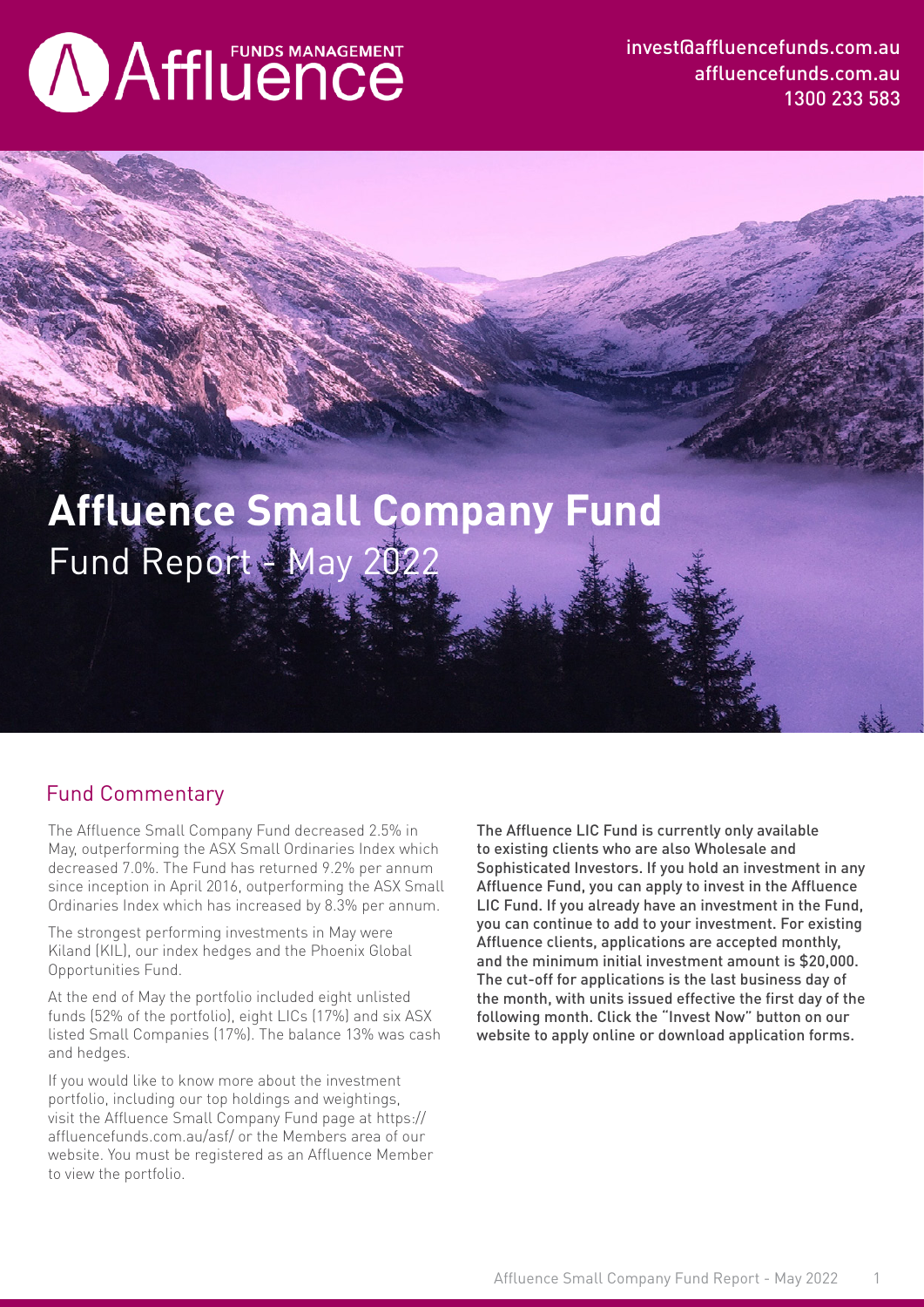invest@affluencefunds.com.au
affluencefunds.com.au
1300 233 583

# Affluence Small Company Fund

## Fund Report - May 2022

## Fund Commentary

The Affluence Small Company Fund decreased 2.5% in May, outperforming the ASX Small Ordinaries Index which decreased 7.0%. The Fund has returned 9.2% per annum since inception in April 2016, outperforming the ASX Small Ordinaries Index which has increased by 8.3% per annum.

The strongest performing investments in May were Kiland (KIL), our index hedges and the Phoenix Global Opportunities Fund.

At the end of May the portfolio included eight unlisted funds (52% of the portfolio), eight LICs (17%) and six ASX listed Small Companies (17%). The balance 13% was cash and hedges.

If you would like to know more about the investment portfolio, including our top holdings and weightings, visit the Affluence Small Company Fund page at https://affluencefunds.com.au/asf/ or the Members area of our website. You must be registered as an Affluence Member to view the portfolio.

**The Affluence LIC Fund is currently only available to existing clients who are also Wholesale and Sophisticated Investors. If you hold an investment in any Affluence Fund, you can apply to invest in the Affluence LIC Fund. If you already have an investment in the Fund, you can continue to add to your investment. For existing Affluence clients, applications are accepted monthly, and the minimum initial investment amount is $20,000. The cut-off for applications is the last business day of the month, with units issued effective the first day of the following month. Click the "Invest Now" button on our website to apply online or download application forms.**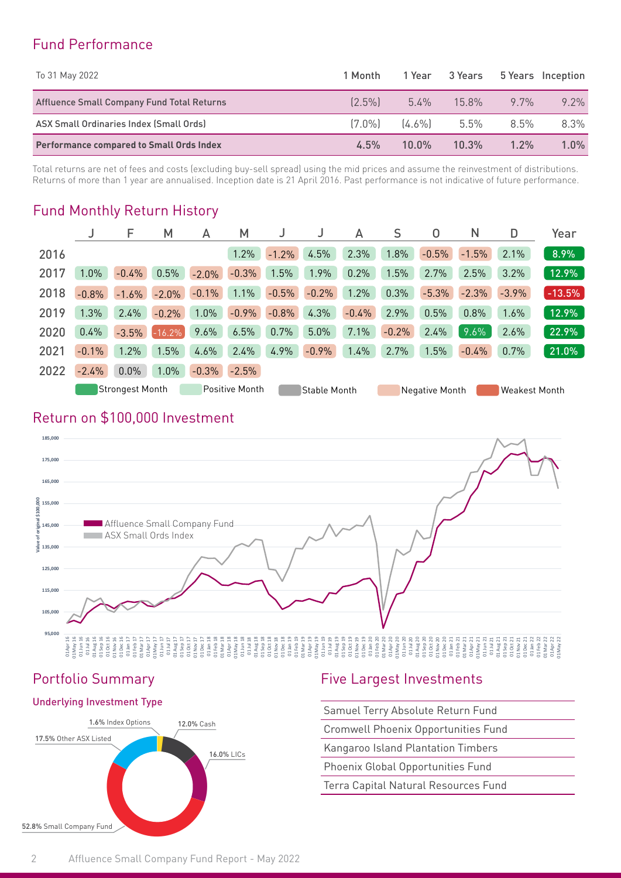## Fund Performance

| To 31 May 2022 | 1 Month | 1 Year | 3 Years | 5 Years | Inception |
|---|---|---|---|---|---|
| Affluence Small Company Fund Total Returns | (2.5%) | 5.4% | 15.8% | 9.7% | 9.2% |
| ASX Small Ordinaries Index (Small Ords) | (7.0%) | (4.6%) | 5.5% | 8.5% | 8.3% |
| **Performance compared to Small Ords Index** | **4.5%** | **10.0%** | **10.3%** | **1.2%** | **1.0%** |

Total returns are net of fees and costs (excluding buy-sell spread) using the mid prices and assume the reinvestment of distributions. Returns of more than 1 year are annualised. Inception date is 21 April 2016. Past performance is not indicative of future performance.

## Fund Monthly Return History

| | J | F | M | A | M | J | J | A | S | O | N | D | Year |
|---|---|---|---|---|---|---|---|---|---|---|---|---|---|
| 2016 | | | | | 1.2% | -1.2% | 4.5% | 2.3% | 1.8% | -0.5% | -1.5% | 2.1% | 8.9% |
| 2017 | 1.0% | -0.4% | 0.5% | -2.0% | -0.3% | 1.5% | 1.9% | 0.2% | 1.5% | 2.7% | 2.5% | 3.2% | 12.9% |
| 2018 | -0.8% | -1.6% | -2.0% | -0.1% | 1.1% | -0.5% | -0.2% | 1.2% | 0.3% | -5.3% | -2.3% | -3.9% | -13.5% |
| 2019 | 1.3% | 2.4% | -0.2% | 1.0% | -0.9% | -0.8% | 4.3% | -0.4% | 2.9% | 0.5% | 0.8% | 1.6% | 12.9% |
| 2020 | 0.4% | -3.5% | -16.2% | 9.6% | 6.5% | 0.7% | 5.0% | 7.1% | -0.2% | 2.4% | 9.6% | 2.6% | 22.9% |
| 2021 | -0.1% | 1.2% | 1.5% | 4.6% | 2.4% | 4.9% | -0.9% | 1.4% | 2.7% | 1.5% | -0.4% | 0.7% | 21.0% |
| 2022 | -2.4% | 0.0% | 1.0% | -0.3% | -2.5% | | | | | | | | |

Strongest Month | Positive Month | Stable Month | Negative Month | Weakest Month

## Return on $100,000 Investment

Affluence Small Company Fund
ASX Small Ords Index

## Portfolio Summary

### Underlying Investment Type

- 52.8% Small Company Fund
- 17.5% Other ASX Listed
- 16.0% LICs
- 12.0% Cash
- 1.6% Index Options

## Five Largest Investments

- Samuel Terry Absolute Return Fund
- Cromwell Phoenix Opportunities Fund
- Kangaroo Island Plantation Timbers
- Phoenix Global Opportunities Fund
- Terra Capital Natural Resources Fund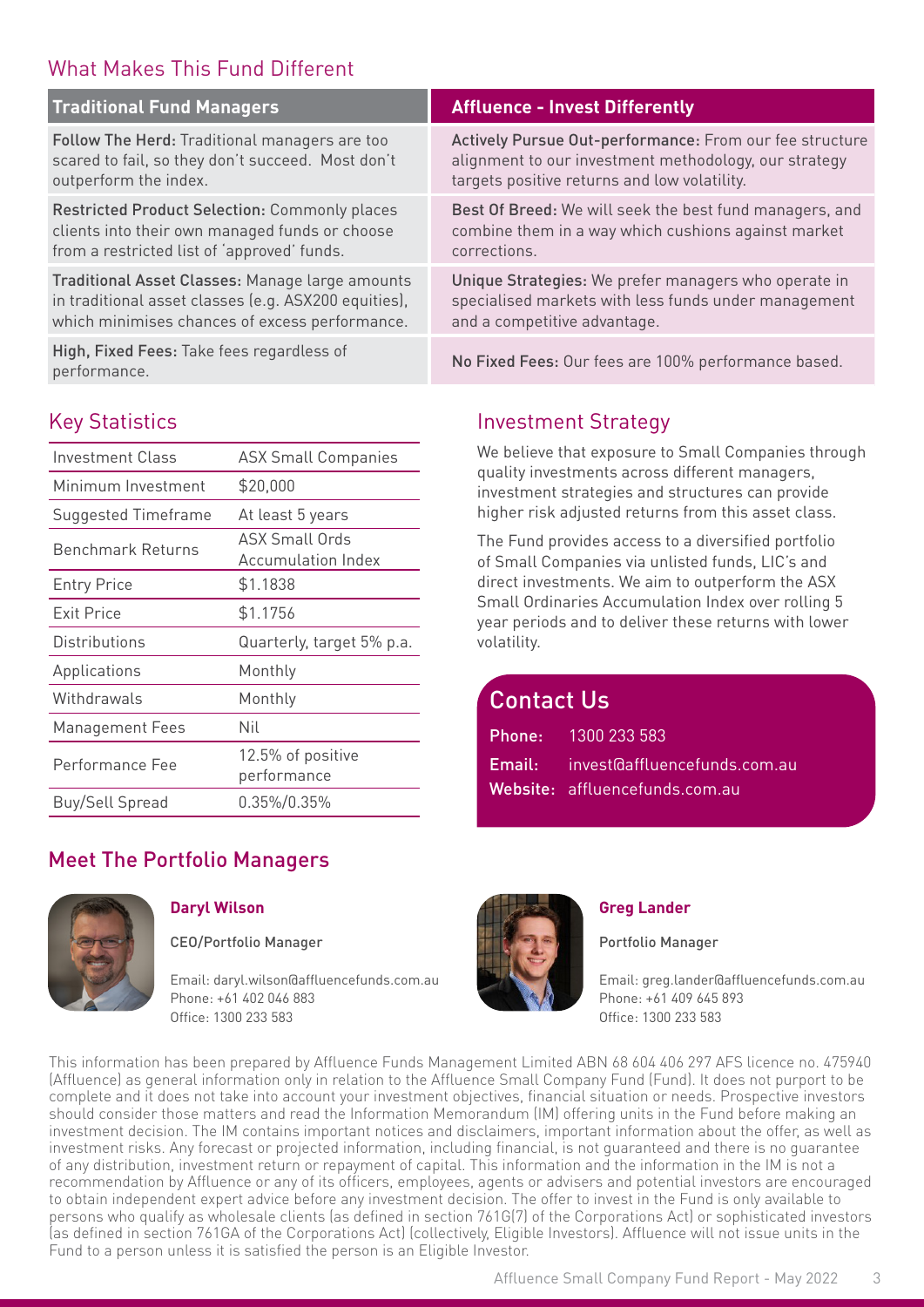## What Makes This Fund Different

| Traditional Fund Managers | Affluence - Invest Differently |
|---|---|
| **Follow The Herd:** Traditional managers are too scared to fail, so they don't succeed. Most don't outperform the index. | **Actively Pursue Out-performance:** From our fee structure alignment to our investment methodology, our strategy targets positive returns and low volatility. |
| **Restricted Product Selection:** Commonly places clients into their own managed funds or choose from a restricted list of 'approved' funds. | **Best Of Breed:** We will seek the best fund managers, and combine them in a way which cushions against market corrections. |
| **Traditional Asset Classes:** Manage large amounts in traditional asset classes (e.g. ASX200 equities), which minimises chances of excess performance. | **Unique Strategies:** We prefer managers who operate in specialised markets with less funds under management and a competitive advantage. |
| **High, Fixed Fees:** Take fees regardless of performance. | **No Fixed Fees:** Our fees are 100% performance based. |

## Key Statistics

| | |
|---|---|
| Investment Class | ASX Small Companies |
| Minimum Investment | $20,000 |
| Suggested Timeframe | At least 5 years |
| Benchmark Returns | ASX Small Ords Accumulation Index |
| Entry Price | $1.1838 |
| Exit Price | $1.1756 |
| Distributions | Quarterly, target 5% p.a. |
| Applications | Monthly |
| Withdrawals | Monthly |
| Management Fees | Nil |
| Performance Fee | 12.5% of positive performance |
| Buy/Sell Spread | 0.35%/0.35% |

## Investment Strategy

We believe that exposure to Small Companies through quality investments across different managers, investment strategies and structures can provide higher risk adjusted returns from this asset class.

The Fund provides access to a diversified portfolio of Small Companies via unlisted funds, LIC's and direct investments. We aim to outperform the ASX Small Ordinaries Accumulation Index over rolling 5 year periods and to deliver these returns with lower volatility.

## Contact Us

**Phone:** 1300 233 583
**Email:** invest@affluencefunds.com.au
**Website:** affluencefunds.com.au

## Meet The Portfolio Managers

**Daryl Wilson**

CEO/Portfolio Manager

Email: daryl.wilson@affluencefunds.com.au
Phone: +61 402 046 883
Office: 1300 233 583

**Greg Lander**

Portfolio Manager

Email: greg.lander@affluencefunds.com.au
Phone: +61 409 645 893
Office: 1300 233 583

This information has been prepared by Affluence Funds Management Limited ABN 68 604 406 297 AFS licence no. 475940 (Affluence) as general information only in relation to the Affluence Small Company Fund (Fund). It does not purport to be complete and it does not take into account your investment objectives, financial situation or needs. Prospective investors should consider those matters and read the Information Memorandum (IM) offering units in the Fund before making an investment decision. The IM contains important notices and disclaimers, important information about the offer, as well as investment risks. Any forecast or projected information, including financial, is not guaranteed and there is no guarantee of any distribution, investment return or repayment of capital. This information and the information in the IM is not a recommendation by Affluence or any of its officers, employees, agents or advisers and potential investors are encouraged to obtain independent expert advice before any investment decision. The offer to invest in the Fund is only available to persons who qualify as wholesale clients (as defined in section 761G(7) of the Corporations Act) or sophisticated investors (as defined in section 761GA of the Corporations Act) (collectively, Eligible Investors). Affluence will not issue units in the Fund to a person unless it is satisfied the person is an Eligible Investor.